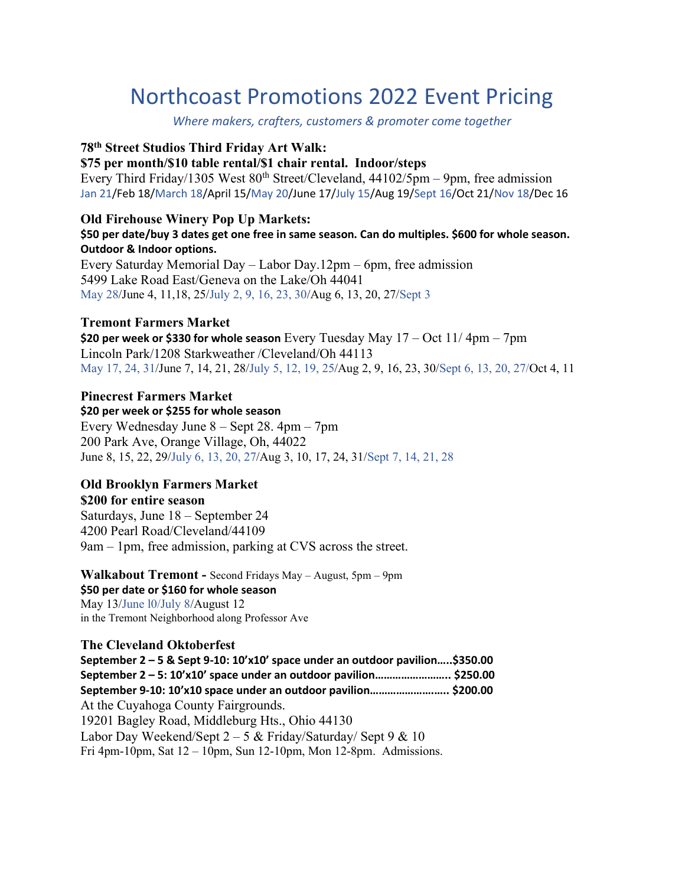# Northcoast Promotions 2022 Event Pricing

*Where makers, crafters, customers & promoter come together*

**78th Street Studios Third Friday Art Walk:**
**$75 per month/$10 table rental/$1 chair rental. Indoor/steps**
Every Third Friday/1305 West 80th Street/Cleveland, 44102/5pm – 9pm, free admission
Jan 21/Feb 18/March 18/April 15/May 20/June 17/July 15/Aug 19/Sept 16/Oct 21/Nov 18/Dec 16

**Old Firehouse Winery Pop Up Markets:**
**$50 per date/buy 3 dates get one free in same season. Can do multiples. $600 for whole season. Outdoor & Indoor options.**
Every Saturday Memorial Day – Labor Day.12pm – 6pm, free admission
5499 Lake Road East/Geneva on the Lake/Oh 44041
May 28/June 4, 11,18, 25/July 2, 9, 16, 23, 30/Aug 6, 13, 20, 27/Sept 3

**Tremont Farmers Market**
**$20 per week or $330 for whole season** Every Tuesday May 17 – Oct 11/ 4pm – 7pm
Lincoln Park/1208 Starkweather /Cleveland/Oh 44113
May 17, 24, 31/June 7, 14, 21, 28/July 5, 12, 19, 25/Aug 2, 9, 16, 23, 30/Sept 6, 13, 20, 27/Oct 4, 11

**Pinecrest Farmers Market**
**$20 per week or $255 for whole season**
Every Wednesday June 8 – Sept 28. 4pm – 7pm
200 Park Ave, Orange Village, Oh, 44022
June 8, 15, 22, 29/July 6, 13, 20, 27/Aug 3, 10, 17, 24, 31/Sept 7, 14, 21, 28

**Old Brooklyn Farmers Market**
**$200 for entire season**
Saturdays, June 18 – September 24
4200 Pearl Road/Cleveland/44109
9am – 1pm, free admission, parking at CVS across the street.

**Walkabout Tremont -** Second Fridays May – August, 5pm – 9pm
**$50 per date or $160 for whole season**
May 13/June l0/July 8/August 12
in the Tremont Neighborhood along Professor Ave

**The Cleveland Oktoberfest**
**September 2 – 5 & Sept 9-10: 10'x10' space under an outdoor pavilion.....$350.00**
**September 2 – 5: 10'x10' space under an outdoor pavilion.......................... $250.00**
**September 9-10: 10'x10 space under an outdoor pavilion........................... $200.00**
At the Cuyahoga County Fairgrounds.
19201 Bagley Road, Middleburg Hts., Ohio 44130
Labor Day Weekend/Sept 2 – 5 & Friday/Saturday/ Sept 9 & 10
Fri 4pm-10pm, Sat 12 – 10pm, Sun 12-10pm, Mon 12-8pm. Admissions.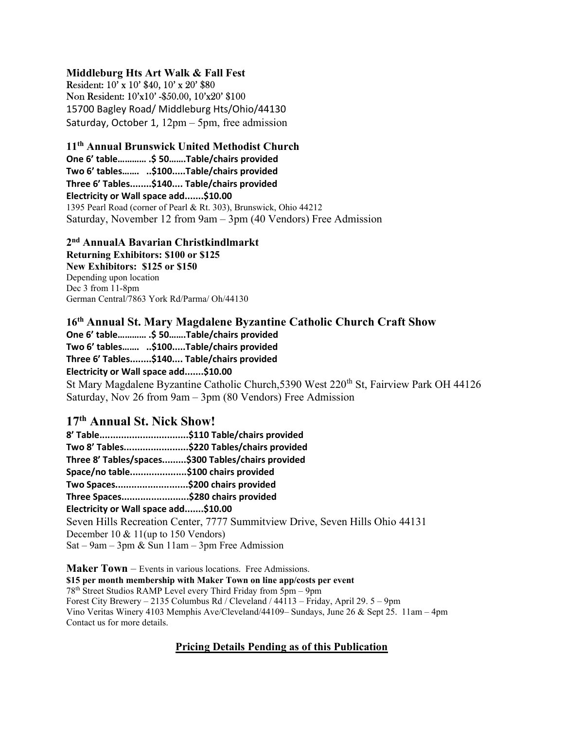**Middleburg Hts Art Walk & Fall Fest**
Resident: 10' x 10' $40, 10' x 20' $80
Non Resident: 10'x10' -$50.00, 10'x20' $100
15700 Bagley Road/ Middleburg Hts/Ohio/44130
Saturday, October 1, 12pm – 5pm, free admission

**11th Annual Brunswick United Methodist Church**
**One 6' table………… .$ 50…….Table/chairs provided**
**Two 6' tables……. ..$100.....Table/chairs provided**
**Three 6' Tables........$140.... Table/chairs provided**
**Electricity or Wall space add.......$10.00**
1395 Pearl Road (corner of Pearl & Rt. 303), Brunswick, Ohio 44212
Saturday, November 12 from 9am – 3pm (40 Vendors) Free Admission

**2nd AnnualA Bavarian Christkindlmarkt**
**Returning Exhibitors: $100 or $125**
**New Exhibitors: $125 or $150**
Depending upon location
Dec 3 from 11-8pm
German Central/7863 York Rd/Parma/ Oh/44130

## 16th Annual St. Mary Magdalene Byzantine Catholic Church Craft Show
**One 6' table………… .$ 50…….Table/chairs provided**
**Two 6' tables……. ..$100.....Table/chairs provided**
**Three 6' Tables........$140.... Table/chairs provided**
**Electricity or Wall space add.......$10.00**
St Mary Magdalene Byzantine Catholic Church,5390 West 220th St, Fairview Park OH 44126
Saturday, Nov 26 from 9am – 3pm (80 Vendors) Free Admission

## 17th Annual St. Nick Show!
**8' Table.................................$110 Table/chairs provided**
**Two 8' Tables........................$220 Tables/chairs provided**
**Three 8' Tables/spaces.........$300 Tables/chairs provided**
**Space/no table.....................$100 chairs provided**
**Two Spaces...........................$200 chairs provided**
**Three Spaces.........................$280 chairs provided**
**Electricity or Wall space add.......$10.00**
Seven Hills Recreation Center, 7777 Summitview Drive, Seven Hills Ohio 44131
December 10 & 11(up to 150 Vendors)
Sat – 9am – 3pm & Sun 11am – 3pm Free Admission

**Maker Town** – Events in various locations. Free Admissions.
**$15 per month membership with Maker Town on line app/costs per event**
78th Street Studios RAMP Level every Third Friday from 5pm – 9pm
Forest City Brewery – 2135 Columbus Rd / Cleveland / 44113 – Friday, April 29. 5 – 9pm
Vino Veritas Winery 4103 Memphis Ave/Cleveland/44109– Sundays, June 26 & Sept 25. 11am – 4pm
Contact us for more details.

**Pricing Details Pending as of this Publication**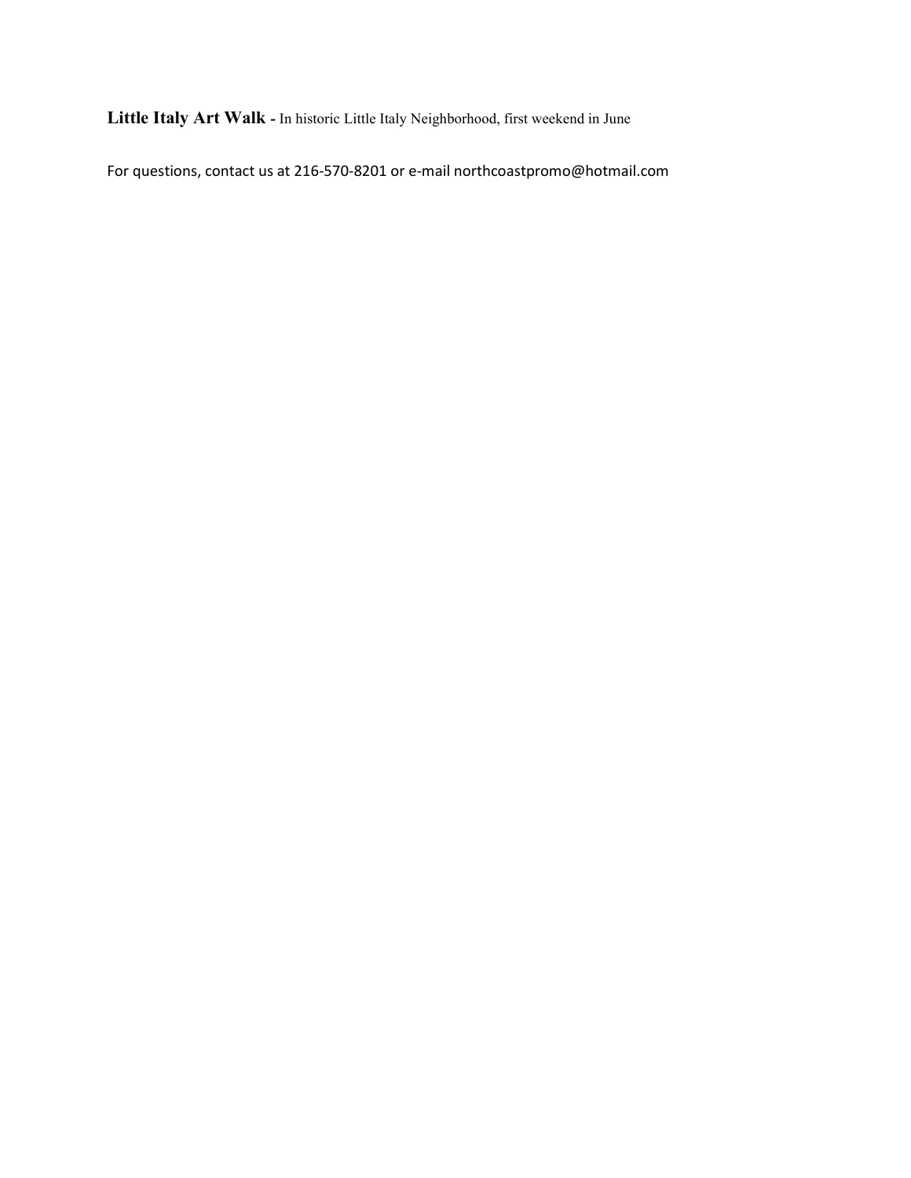**Little Italy Art Walk** - In historic Little Italy Neighborhood, first weekend in June

For questions, contact us at 216-570-8201 or e-mail northcoastpromo@hotmail.com